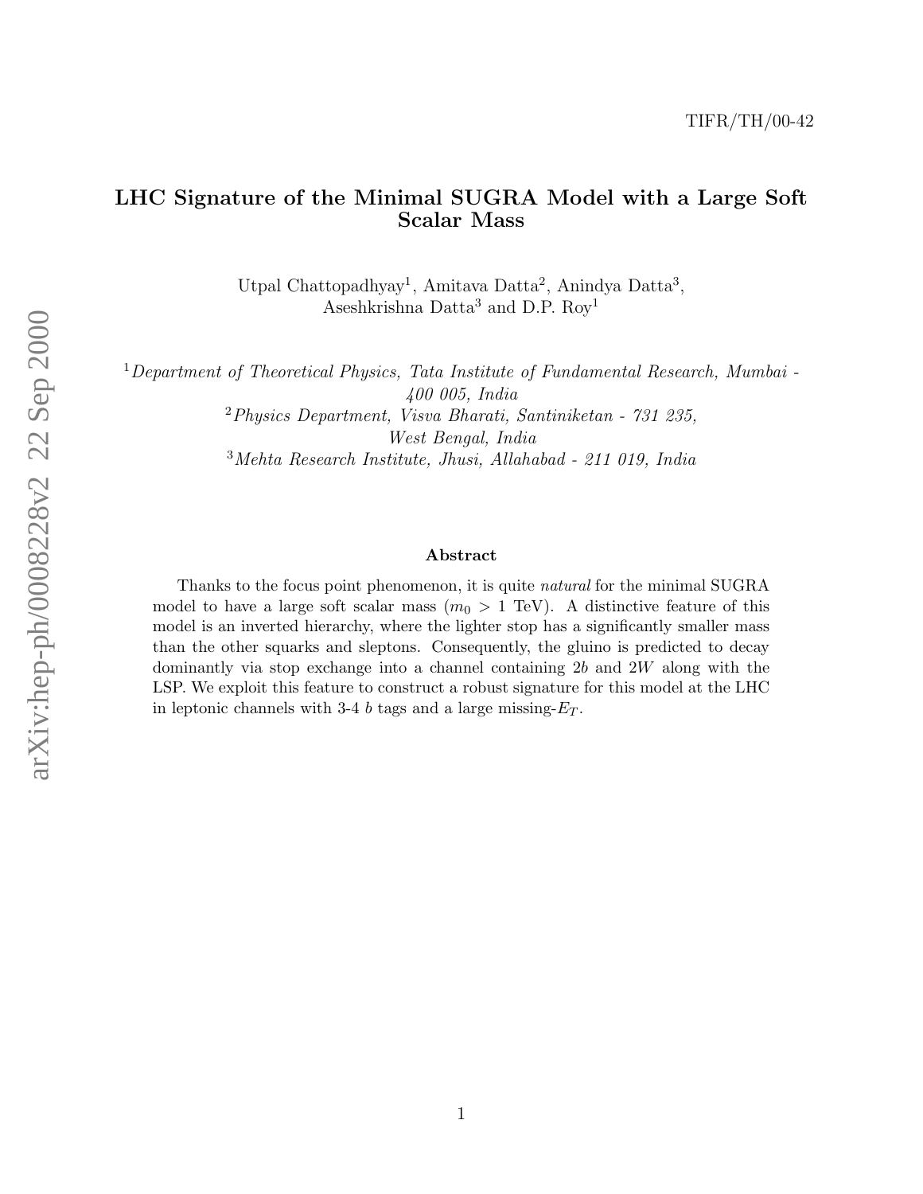TIFR/TH/00-42

# LHC Signature of the Minimal SUGRA Model with a Large Soft Scalar Mass

Utpal Chattopadhyay[1], Amitava Datta[2], Anindya Datta[3], Aseshkrishna Datta[3] and D.P. Roy[1]

[1]*Department of Theoretical Physics, Tata Institute of Fundamental Research, Mumbai - 400 005, India*

[2]*Physics Department, Visva Bharati, Santiniketan - 731 235, West Bengal, India*

[3]*Mehta Research Institute, Jhusi, Allahabad - 211 019, India*

### Abstract

Thanks to the focus point phenomenon, it is quite *natural* for the minimal SUGRA model to have a large soft scalar mass ($m_0 > 1$ TeV). A distinctive feature of this model is an inverted hierarchy, where the lighter stop has a significantly smaller mass than the other squarks and sleptons. Consequently, the gluino is predicted to decay dominantly via stop exchange into a channel containing $2b$ and $2W$ along with the LSP. We exploit this feature to construct a robust signature for this model at the LHC in leptonic channels with 3-4 $b$ tags and a large missing-$E_T$.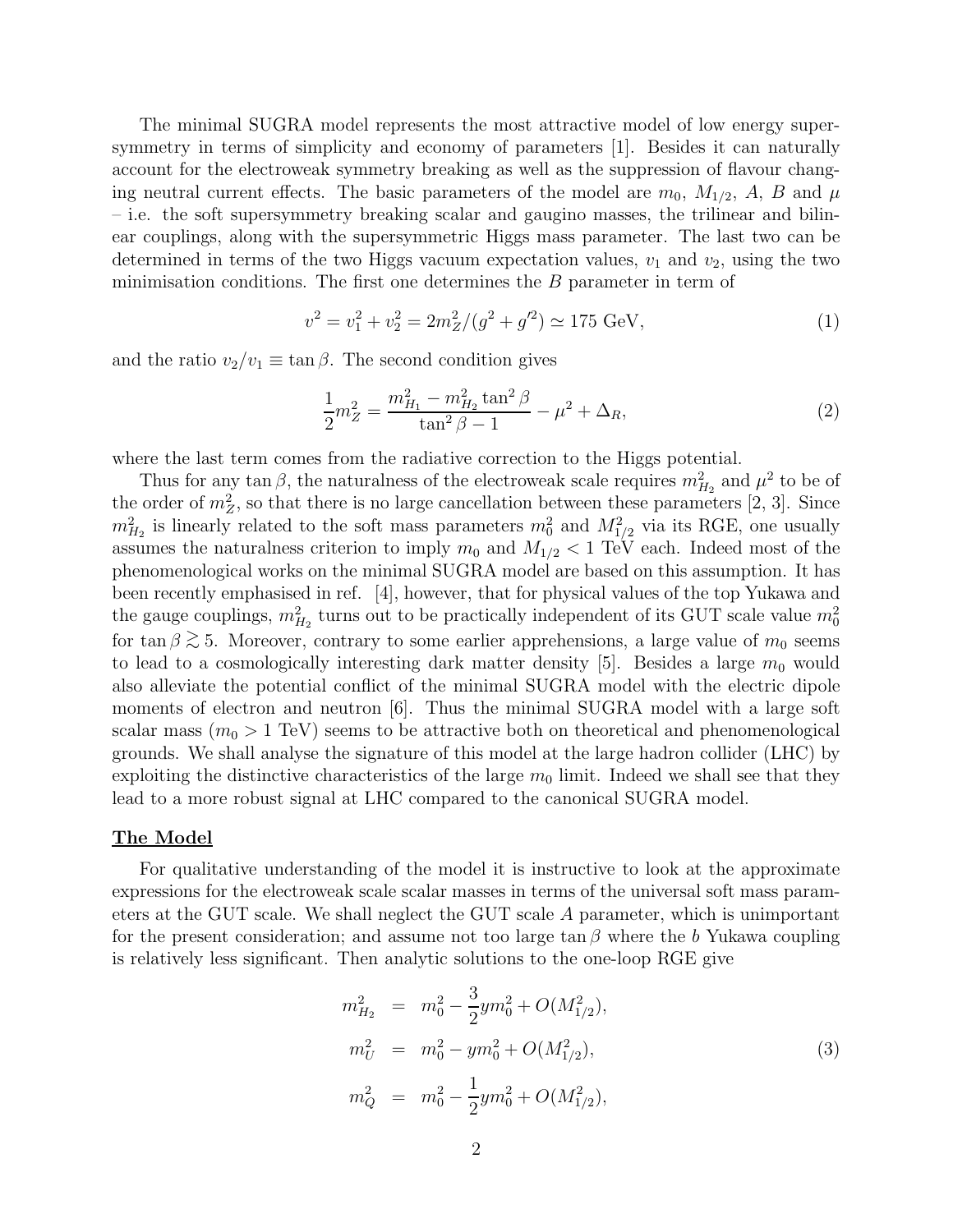The minimal SUGRA model represents the most attractive model of low energy supersymmetry in terms of simplicity and economy of parameters [1]. Besides it can naturally account for the electroweak symmetry breaking as well as the suppression of flavour changing neutral current effects. The basic parameters of the model are $m_0$, $M_{1/2}$, $A$, $B$ and $\mu$ – i.e. the soft supersymmetry breaking scalar and gaugino masses, the trilinear and bilinear couplings, along with the supersymmetric Higgs mass parameter. The last two can be determined in terms of the two Higgs vacuum expectation values, $v_1$ and $v_2$, using the two minimisation conditions. The first one determines the $B$ parameter in term of

$$v^2 = v_1^2 + v_2^2 = 2m_Z^2/(g^2 + g'^2) \simeq 175 \text{ GeV}, \tag{1}$$

and the ratio $v_2/v_1 \equiv \tan\beta$. The second condition gives

$$\frac{1}{2}m_Z^2 = \frac{m_{H_1}^2 - m_{H_2}^2 \tan^2\beta}{\tan^2\beta - 1} - \mu^2 + \Delta_R, \tag{2}$$

where the last term comes from the radiative correction to the Higgs potential.

Thus for any $\tan\beta$, the naturalness of the electroweak scale requires $m_{H_2}^2$ and $\mu^2$ to be of the order of $m_Z^2$, so that there is no large cancellation between these parameters [2, 3]. Since $m_{H_2}^2$ is linearly related to the soft mass parameters $m_0^2$ and $M_{1/2}^2$ via its RGE, one usually assumes the naturalness criterion to imply $m_0$ and $M_{1/2} < 1$ TeV each. Indeed most of the phenomenological works on the minimal SUGRA model are based on this assumption. It has been recently emphasised in ref. [4], however, that for physical values of the top Yukawa and the gauge couplings, $m_{H_2}^2$ turns out to be practically independent of its GUT scale value $m_0^2$ for $\tan\beta \gtrsim 5$. Moreover, contrary to some earlier apprehensions, a large value of $m_0$ seems to lead to a cosmologically interesting dark matter density [5]. Besides a large $m_0$ would also alleviate the potential conflict of the minimal SUGRA model with the electric dipole moments of electron and neutron [6]. Thus the minimal SUGRA model with a large soft scalar mass ($m_0 > 1$ TeV) seems to be attractive both on theoretical and phenomenological grounds. We shall analyse the signature of this model at the large hadron collider (LHC) by exploiting the distinctive characteristics of the large $m_0$ limit. Indeed we shall see that they lead to a more robust signal at LHC compared to the canonical SUGRA model.

**The Model**

For qualitative understanding of the model it is instructive to look at the approximate expressions for the electroweak scale scalar masses in terms of the universal soft mass parameters at the GUT scale. We shall neglect the GUT scale $A$ parameter, which is unimportant for the present consideration; and assume not too large $\tan\beta$ where the $b$ Yukawa coupling is relatively less significant. Then analytic solutions to the one-loop RGE give

$$\begin{aligned}
m_{H_2}^2 &= m_0^2 - \frac{3}{2}ym_0^2 + O(M_{1/2}^2), \\
m_U^2 &= m_0^2 - ym_0^2 + O(M_{1/2}^2), \\
m_Q^2 &= m_0^2 - \frac{1}{2}ym_0^2 + O(M_{1/2}^2),
\end{aligned} \tag{3}$$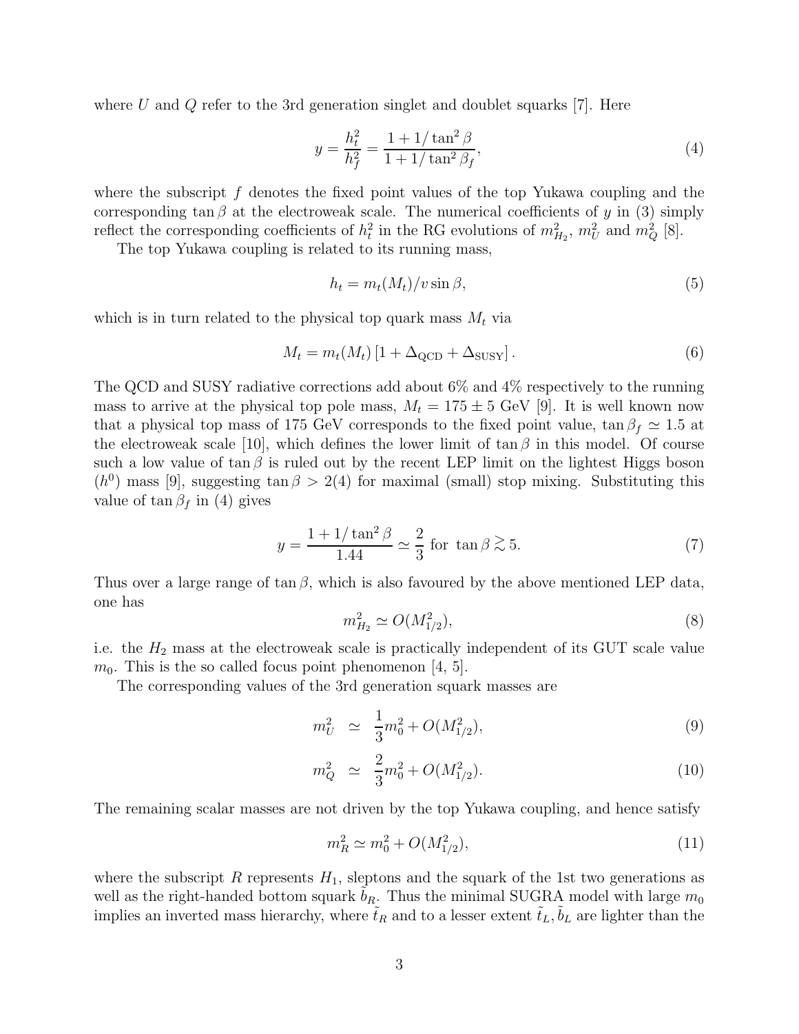where $U$ and $Q$ refer to the 3rd generation singlet and doublet squarks [7]. Here

$$y = \frac{h_t^2}{h_f^2} = \frac{1 + 1/\tan^2\beta}{1 + 1/\tan^2\beta_f}, \tag{4}$$

where the subscript $f$ denotes the fixed point values of the top Yukawa coupling and the corresponding $\tan\beta$ at the electroweak scale. The numerical coefficients of $y$ in (3) simply reflect the corresponding coefficients of $h_t^2$ in the RG evolutions of $m_{H_2}^2$, $m_U^2$ and $m_Q^2$ [8].

The top Yukawa coupling is related to its running mass,

$$h_t = m_t(M_t)/v \sin\beta, \tag{5}$$

which is in turn related to the physical top quark mass $M_t$ via

$$M_t = m_t(M_t)\left[1 + \Delta_{\rm QCD} + \Delta_{\rm SUSY}\right]. \tag{6}$$

The QCD and SUSY radiative corrections add about 6% and 4% respectively to the running mass to arrive at the physical top pole mass, $M_t = 175 \pm 5$ GeV [9]. It is well known now that a physical top mass of 175 GeV corresponds to the fixed point value, $\tan\beta_f \simeq 1.5$ at the electroweak scale [10], which defines the lower limit of $\tan\beta$ in this model. Of course such a low value of $\tan\beta$ is ruled out by the recent LEP limit on the lightest Higgs boson ($h^0$) mass [9], suggesting $\tan\beta > 2(4)$ for maximal (small) stop mixing. Substituting this value of $\tan\beta_f$ in (4) gives

$$y = \frac{1 + 1/\tan^2\beta}{1.44} \simeq \frac{2}{3} \text{ for } \tan\beta \gtrsim 5. \tag{7}$$

Thus over a large range of $\tan\beta$, which is also favoured by the above mentioned LEP data, one has

$$m_{H_2}^2 \simeq O(M_{1/2}^2), \tag{8}$$

i.e. the $H_2$ mass at the electroweak scale is practically independent of its GUT scale value $m_0$. This is the so called focus point phenomenon [4, 5].

The corresponding values of the 3rd generation squark masses are

$$m_U^2 \simeq \frac{1}{3}m_0^2 + O(M_{1/2}^2), \tag{9}$$

$$m_Q^2 \simeq \frac{2}{3}m_0^2 + O(M_{1/2}^2). \tag{10}$$

The remaining scalar masses are not driven by the top Yukawa coupling, and hence satisfy

$$m_R^2 \simeq m_0^2 + O(M_{1/2}^2), \tag{11}$$

where the subscript $R$ represents $H_1$, sleptons and the squark of the 1st two generations as well as the right-handed bottom squark $\tilde{b}_R$. Thus the minimal SUGRA model with large $m_0$ implies an inverted mass hierarchy, where $\tilde{t}_R$ and to a lesser extent $\tilde{t}_L, \tilde{b}_L$ are lighter than the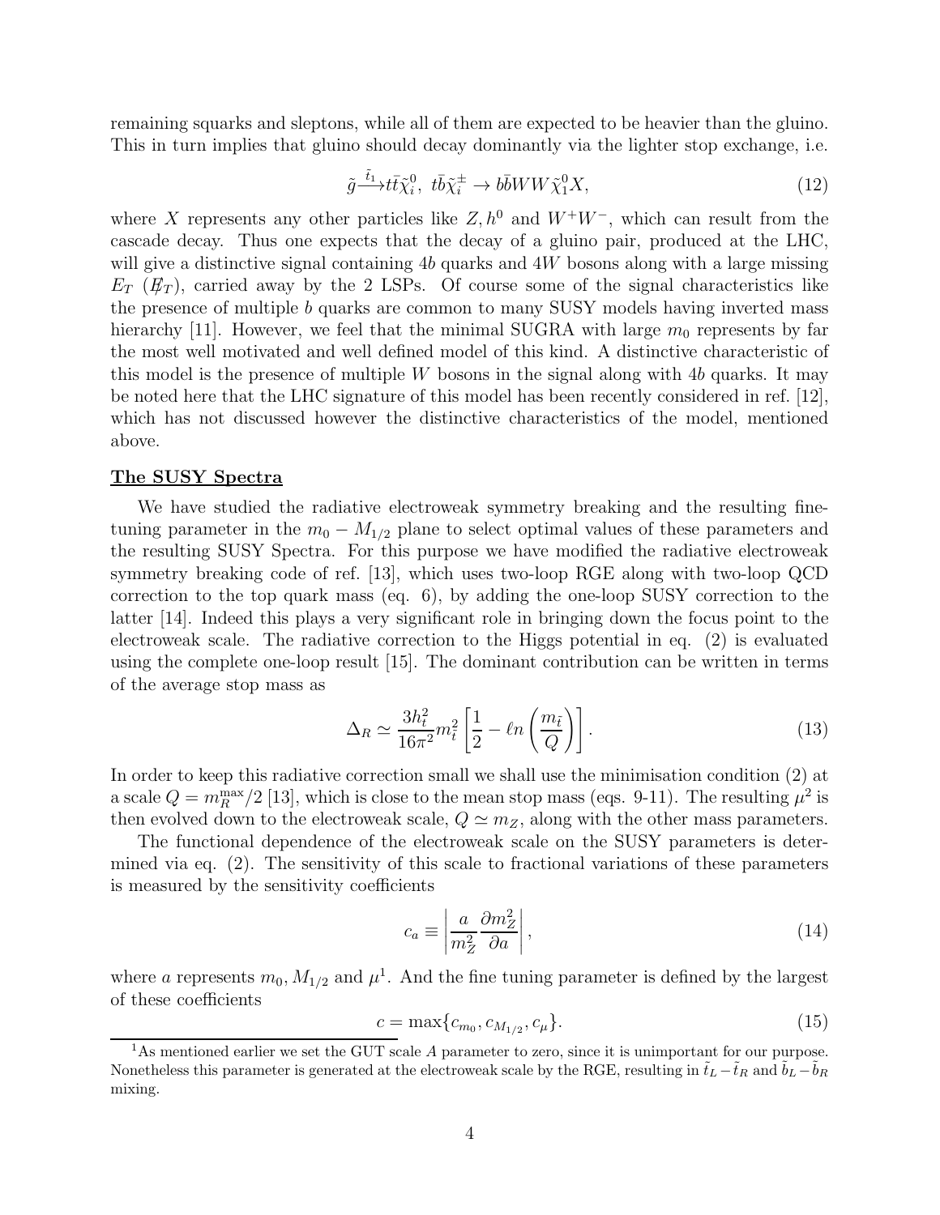remaining squarks and sleptons, while all of them are expected to be heavier than the gluino. This in turn implies that gluino should decay dominantly via the lighter stop exchange, i.e.

$$\tilde{g} \xrightarrow{\tilde{t}_1} t\bar{t}\tilde{\chi}_i^0,\ t\bar{b}\tilde{\chi}_i^{\pm} \rightarrow b\bar{b}WW\tilde{\chi}_1^0 X, \tag{12}$$

where $X$ represents any other particles like $Z, h^0$ and $W^+W^-$, which can result from the cascade decay. Thus one expects that the decay of a gluino pair, produced at the LHC, will give a distinctive signal containing $4b$ quarks and $4W$ bosons along with a large missing $E_T$ ($\not{E}_T$), carried away by the 2 LSPs. Of course some of the signal characteristics like the presence of multiple $b$ quarks are common to many SUSY models having inverted mass hierarchy [11]. However, we feel that the minimal SUGRA with large $m_0$ represents by far the most well motivated and well defined model of this kind. A distinctive characteristic of this model is the presence of multiple $W$ bosons in the signal along with $4b$ quarks. It may be noted here that the LHC signature of this model has been recently considered in ref. [12], which has not discussed however the distinctive characteristics of the model, mentioned above.

**The SUSY Spectra**

We have studied the radiative electroweak symmetry breaking and the resulting fine-tuning parameter in the $m_0 - M_{1/2}$ plane to select optimal values of these parameters and the resulting SUSY Spectra. For this purpose we have modified the radiative electroweak symmetry breaking code of ref. [13], which uses two-loop RGE along with two-loop QCD correction to the top quark mass (eq. 6), by adding the one-loop SUSY correction to the latter [14]. Indeed this plays a very significant role in bringing down the focus point to the electroweak scale. The radiative correction to the Higgs potential in eq. (2) is evaluated using the complete one-loop result [15]. The dominant contribution can be written in terms of the average stop mass as

$$\Delta_R \simeq \frac{3h_t^2}{16\pi^2} m_{\tilde{t}}^2 \left[\frac{1}{2} - \ell n\left(\frac{m_{\tilde{t}}}{Q}\right)\right]. \tag{13}$$

In order to keep this radiative correction small we shall use the minimisation condition (2) at a scale $Q = m_R^{\max}/2$ [13], which is close to the mean stop mass (eqs. 9-11). The resulting $\mu^2$ is then evolved down to the electroweak scale, $Q \simeq m_Z$, along with the other mass parameters.

The functional dependence of the electroweak scale on the SUSY parameters is determined via eq. (2). The sensitivity of this scale to fractional variations of these parameters is measured by the sensitivity coefficients

$$c_a \equiv \left|\frac{a}{m_Z^2}\frac{\partial m_Z^2}{\partial a}\right|, \tag{14}$$

where $a$ represents $m_0, M_{1/2}$ and $\mu$[1]. And the fine tuning parameter is defined by the largest of these coefficients

$$c = \max\{c_{m_0}, c_{M_{1/2}}, c_\mu\}. \tag{15}$$

[1] As mentioned earlier we set the GUT scale $A$ parameter to zero, since it is unimportant for our purpose. Nonetheless this parameter is generated at the electroweak scale by the RGE, resulting in $\tilde{t}_L - \tilde{t}_R$ and $\tilde{b}_L - \tilde{b}_R$ mixing.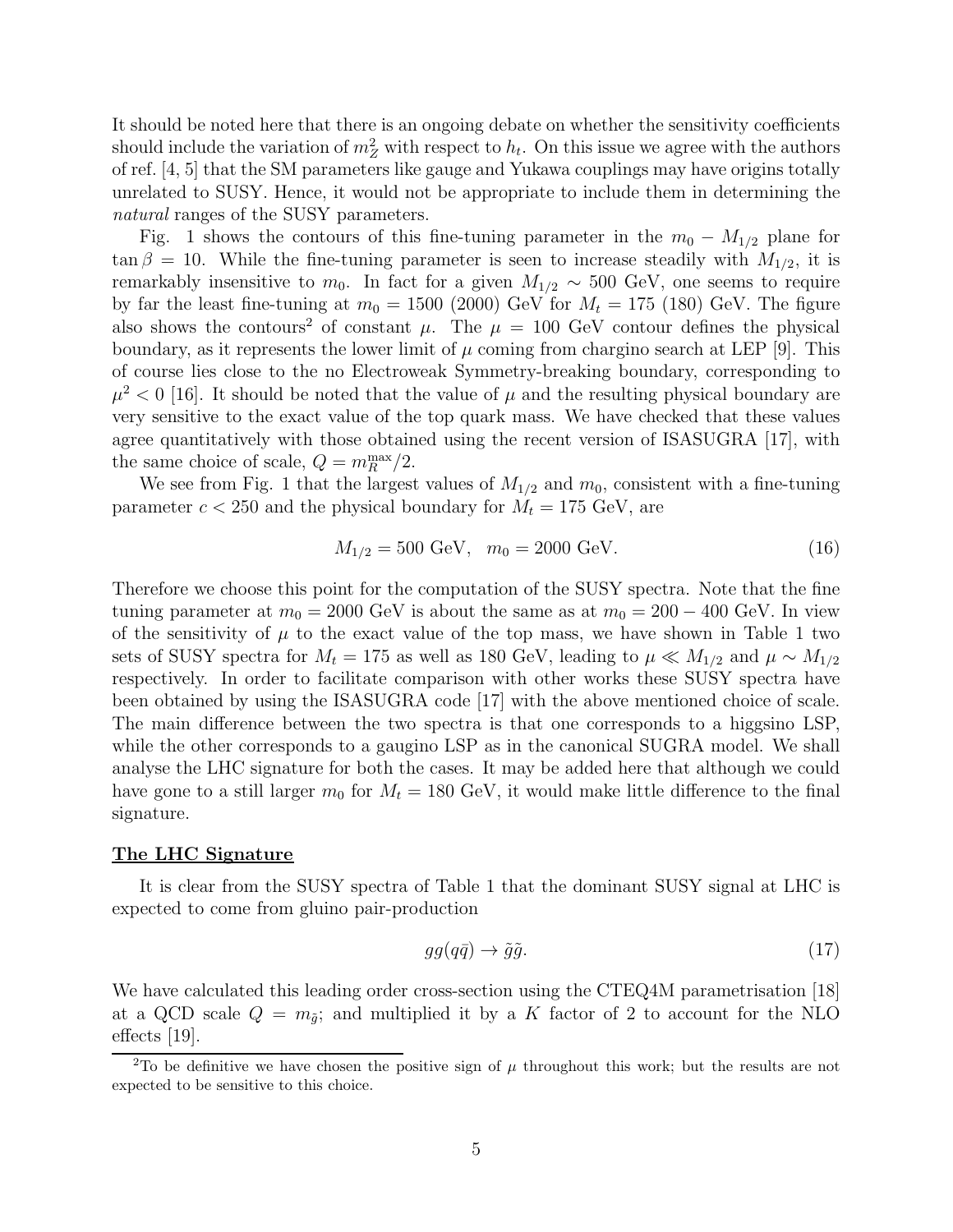It should be noted here that there is an ongoing debate on whether the sensitivity coefficients should include the variation of $m_Z^2$ with respect to $h_t$. On this issue we agree with the authors of ref. [4, 5] that the SM parameters like gauge and Yukawa couplings may have origins totally unrelated to SUSY. Hence, it would not be appropriate to include them in determining the *natural* ranges of the SUSY parameters.

Fig. 1 shows the contours of this fine-tuning parameter in the $m_0 - M_{1/2}$ plane for $\tan\beta = 10$. While the fine-tuning parameter is seen to increase steadily with $M_{1/2}$, it is remarkably insensitive to $m_0$. In fact for a given $M_{1/2} \sim 500$ GeV, one seems to require by far the least fine-tuning at $m_0 = 1500$ (2000) GeV for $M_t = 175$ (180) GeV. The figure also shows the contours[2] of constant $\mu$. The $\mu = 100$ GeV contour defines the physical boundary, as it represents the lower limit of $\mu$ coming from chargino search at LEP [9]. This of course lies close to the no Electroweak Symmetry-breaking boundary, corresponding to $\mu^2 < 0$ [16]. It should be noted that the value of $\mu$ and the resulting physical boundary are very sensitive to the exact value of the top quark mass. We have checked that these values agree quantitatively with those obtained using the recent version of ISASUGRA [17], with the same choice of scale, $Q = m_R^{\max}/2$.

We see from Fig. 1 that the largest values of $M_{1/2}$ and $m_0$, consistent with a fine-tuning parameter $c < 250$ and the physical boundary for $M_t = 175$ GeV, are

$$M_{1/2} = 500 \text{ GeV}, \quad m_0 = 2000 \text{ GeV}. \tag{16}$$

Therefore we choose this point for the computation of the SUSY spectra. Note that the fine tuning parameter at $m_0 = 2000$ GeV is about the same as at $m_0 = 200 - 400$ GeV. In view of the sensitivity of $\mu$ to the exact value of the top mass, we have shown in Table 1 two sets of SUSY spectra for $M_t = 175$ as well as 180 GeV, leading to $\mu \ll M_{1/2}$ and $\mu \sim M_{1/2}$ respectively. In order to facilitate comparison with other works these SUSY spectra have been obtained by using the ISASUGRA code [17] with the above mentioned choice of scale. The main difference between the two spectra is that one corresponds to a higgsino LSP, while the other corresponds to a gaugino LSP as in the canonical SUGRA model. We shall analyse the LHC signature for both the cases. It may be added here that although we could have gone to a still larger $m_0$ for $M_t = 180$ GeV, it would make little difference to the final signature.

## The LHC Signature

It is clear from the SUSY spectra of Table 1 that the dominant SUSY signal at LHC is expected to come from gluino pair-production

$$gg(q\bar{q}) \to \tilde{g}\tilde{g}. \tag{17}$$

We have calculated this leading order cross-section using the CTEQ4M parametrisation [18] at a QCD scale $Q = m_{\tilde{g}}$; and multiplied it by a $K$ factor of 2 to account for the NLO effects [19].

[2] To be definitive we have chosen the positive sign of $\mu$ throughout this work; but the results are not expected to be sensitive to this choice.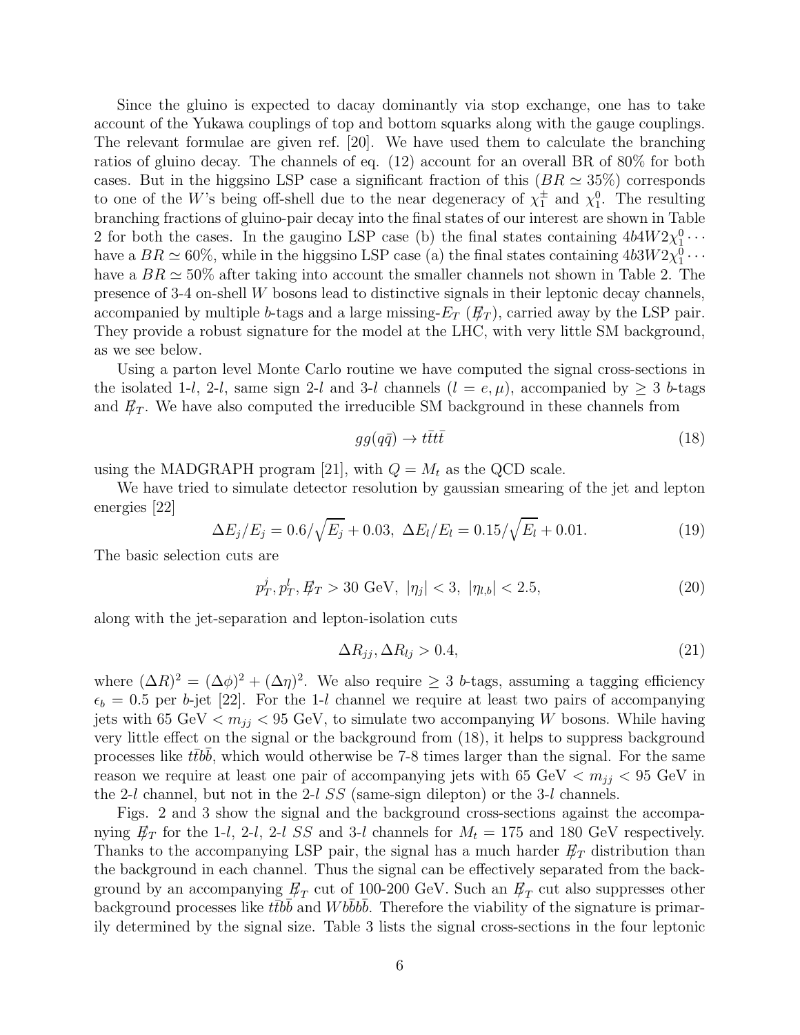Since the gluino is expected to dacay dominantly via stop exchange, one has to take account of the Yukawa couplings of top and bottom squarks along with the gauge couplings. The relevant formulae are given ref. [20]. We have used them to calculate the branching ratios of gluino decay. The channels of eq. (12) account for an overall BR of 80% for both cases. But in the higgsino LSP case a significant fraction of this ($BR \simeq 35\%$) corresponds to one of the $W$'s being off-shell due to the near degeneracy of $\chi_1^{\pm}$ and $\chi_1^0$. The resulting branching fractions of gluino-pair decay into the final states of our interest are shown in Table 2 for both the cases. In the gaugino LSP case (b) the final states containing $4b4W2\chi_1^0\cdots$ have a $BR \simeq 60\%$, while in the higgsino LSP case (a) the final states containing $4b3W2\chi_1^0\cdots$ have a $BR \simeq 50\%$ after taking into account the smaller channels not shown in Table 2. The presence of 3-4 on-shell $W$ bosons lead to distinctive signals in their leptonic decay channels, accompanied by multiple $b$-tags and a large missing-$E_T$ ($\not\!\!E_T$), carried away by the LSP pair. They provide a robust signature for the model at the LHC, with very little SM background, as we see below.

Using a parton level Monte Carlo routine we have computed the signal cross-sections in the isolated 1-$l$, 2-$l$, same sign 2-$l$ and 3-$l$ channels ($l = e, \mu$), accompanied by $\geq 3$ $b$-tags and $\not\!\!E_T$. We have also computed the irreducible SM background in these channels from

$$gg(q\bar{q}) \rightarrow t\bar{t}t\bar{t} \tag{18}$$

using the MADGRAPH program [21], with $Q = M_t$ as the QCD scale.

We have tried to simulate detector resolution by gaussian smearing of the jet and lepton energies [22]

$$\Delta E_j/E_j = 0.6/\sqrt{E_j} + 0.03, \;\; \Delta E_l/E_l = 0.15/\sqrt{E_l} + 0.01. \tag{19}$$

The basic selection cuts are

$$p_T^j, p_T^l, \not\!\!E_T > 30 \text{ GeV}, \;\; |\eta_j| < 3, \;\; |\eta_{l,b}| < 2.5, \tag{20}$$

along with the jet-separation and lepton-isolation cuts

$$\Delta R_{jj}, \Delta R_{lj} > 0.4, \tag{21}$$

where $(\Delta R)^2 = (\Delta\phi)^2 + (\Delta\eta)^2$. We also require $\geq 3$ $b$-tags, assuming a tagging efficiency $\epsilon_b = 0.5$ per $b$-jet [22]. For the 1-$l$ channel we require at least two pairs of accompanying jets with 65 GeV $< m_{jj} <$ 95 GeV, to simulate two accompanying $W$ bosons. While having very little effect on the signal or the background from (18), it helps to suppress background processes like $t\bar{t}b\bar{b}$, which would otherwise be 7-8 times larger than the signal. For the same reason we require at least one pair of accompanying jets with 65 GeV $< m_{jj} <$ 95 GeV in the 2-$l$ channel, but not in the 2-$l$ $SS$ (same-sign dilepton) or the 3-$l$ channels.

Figs. 2 and 3 show the signal and the background cross-sections against the accompanying $\not\!\!E_T$ for the 1-$l$, 2-$l$, 2-$l$ $SS$ and 3-$l$ channels for $M_t = 175$ and 180 GeV respectively. Thanks to the accompanying LSP pair, the signal has a much harder $\not\!\!E_T$ distribution than the background in each channel. Thus the signal can be effectively separated from the background by an accompanying $\not\!\!E_T$ cut of 100-200 GeV. Such an $\not\!\!E_T$ cut also suppresses other background processes like $t\bar{t}b\bar{b}$ and $Wb\bar{b}b\bar{b}$. Therefore the viability of the signature is primarily determined by the signal size. Table 3 lists the signal cross-sections in the four leptonic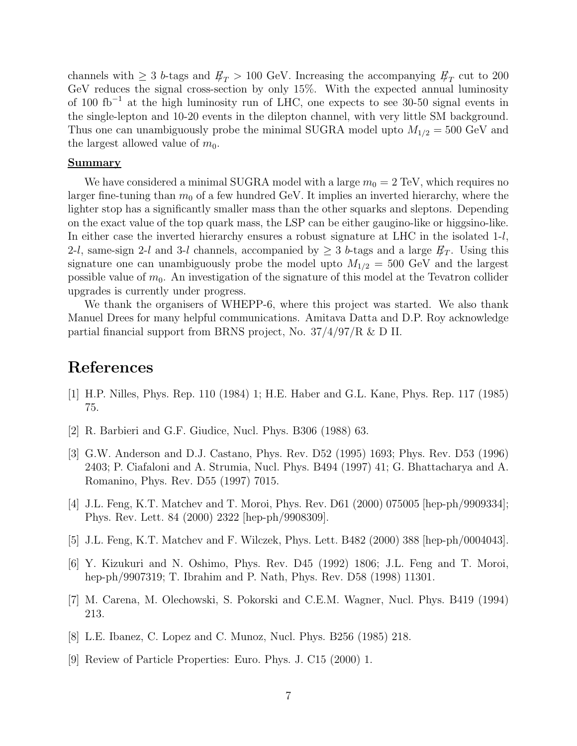channels with $\geq 3$ $b$-tags and $\not{E}_T > 100$ GeV. Increasing the accompanying $\not{E}_T$ cut to 200 GeV reduces the signal cross-section by only 15%. With the expected annual luminosity of 100 $\text{fb}^{-1}$ at the high luminosity run of LHC, one expects to see 30-50 signal events in the single-lepton and 10-20 events in the dilepton channel, with very little SM background. Thus one can unambiguously probe the minimal SUGRA model upto $M_{1/2} = 500$ GeV and the largest allowed value of $m_0$.

**Summary**

We have considered a minimal SUGRA model with a large $m_0 = 2$ TeV, which requires no larger fine-tuning than $m_0$ of a few hundred GeV. It implies an inverted hierarchy, where the lighter stop has a significantly smaller mass than the other squarks and sleptons. Depending on the exact value of the top quark mass, the LSP can be either gaugino-like or higgsino-like. In either case the inverted hierarchy ensures a robust signature at LHC in the isolated 1-$l$, 2-$l$, same-sign 2-$l$ and 3-$l$ channels, accompanied by $\geq 3$ $b$-tags and a large $\not{E}_T$. Using this signature one can unambiguously probe the model upto $M_{1/2} = 500$ GeV and the largest possible value of $m_0$. An investigation of the signature of this model at the Tevatron collider upgrades is currently under progress.

We thank the organisers of WHEPP-6, where this project was started. We also thank Manuel Drees for many helpful communications. Amitava Datta and D.P. Roy acknowledge partial financial support from BRNS project, No. 37/4/97/R & D II.

# References

[1] H.P. Nilles, Phys. Rep. 110 (1984) 1; H.E. Haber and G.L. Kane, Phys. Rep. 117 (1985) 75.

[2] R. Barbieri and G.F. Giudice, Nucl. Phys. B306 (1988) 63.

[3] G.W. Anderson and D.J. Castano, Phys. Rev. D52 (1995) 1693; Phys. Rev. D53 (1996) 2403; P. Ciafaloni and A. Strumia, Nucl. Phys. B494 (1997) 41; G. Bhattacharya and A. Romanino, Phys. Rev. D55 (1997) 7015.

[4] J.L. Feng, K.T. Matchev and T. Moroi, Phys. Rev. D61 (2000) 075005 [hep-ph/9909334]; Phys. Rev. Lett. 84 (2000) 2322 [hep-ph/9908309].

[5] J.L. Feng, K.T. Matchev and F. Wilczek, Phys. Lett. B482 (2000) 388 [hep-ph/0004043].

[6] Y. Kizukuri and N. Oshimo, Phys. Rev. D45 (1992) 1806; J.L. Feng and T. Moroi, hep-ph/9907319; T. Ibrahim and P. Nath, Phys. Rev. D58 (1998) 11301.

[7] M. Carena, M. Olechowski, S. Pokorski and C.E.M. Wagner, Nucl. Phys. B419 (1994) 213.

[8] L.E. Ibanez, C. Lopez and C. Munoz, Nucl. Phys. B256 (1985) 218.

[9] Review of Particle Properties: Euro. Phys. J. C15 (2000) 1.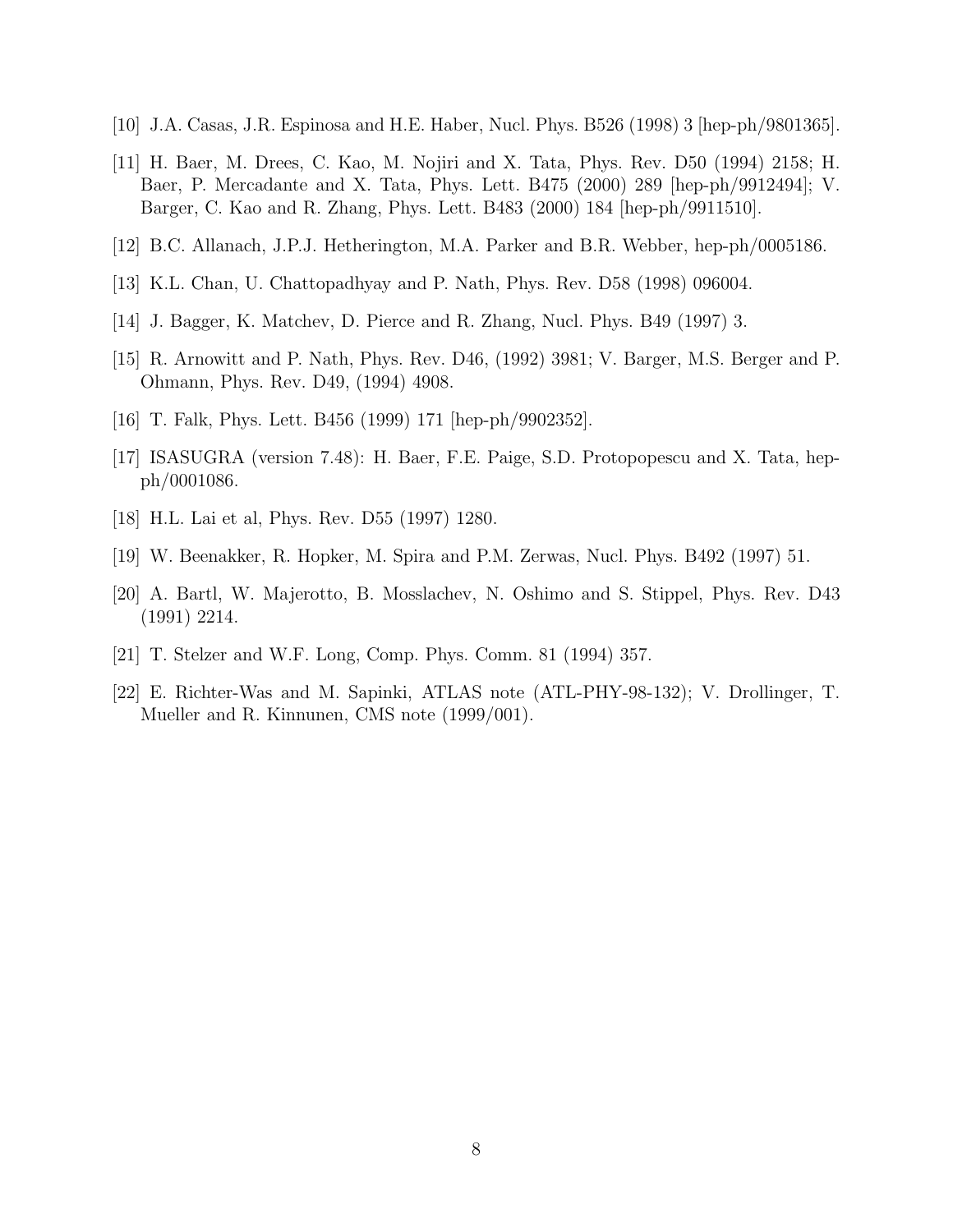[10] J.A. Casas, J.R. Espinosa and H.E. Haber, Nucl. Phys. B526 (1998) 3 [hep-ph/9801365].

[11] H. Baer, M. Drees, C. Kao, M. Nojiri and X. Tata, Phys. Rev. D50 (1994) 2158; H. Baer, P. Mercadante and X. Tata, Phys. Lett. B475 (2000) 289 [hep-ph/9912494]; V. Barger, C. Kao and R. Zhang, Phys. Lett. B483 (2000) 184 [hep-ph/9911510].

[12] B.C. Allanach, J.P.J. Hetherington, M.A. Parker and B.R. Webber, hep-ph/0005186.

[13] K.L. Chan, U. Chattopadhyay and P. Nath, Phys. Rev. D58 (1998) 096004.

[14] J. Bagger, K. Matchev, D. Pierce and R. Zhang, Nucl. Phys. B49 (1997) 3.

[15] R. Arnowitt and P. Nath, Phys. Rev. D46, (1992) 3981; V. Barger, M.S. Berger and P. Ohmann, Phys. Rev. D49, (1994) 4908.

[16] T. Falk, Phys. Lett. B456 (1999) 171 [hep-ph/9902352].

[17] ISASUGRA (version 7.48): H. Baer, F.E. Paige, S.D. Protopopescu and X. Tata, hep-ph/0001086.

[18] H.L. Lai et al, Phys. Rev. D55 (1997) 1280.

[19] W. Beenakker, R. Hopker, M. Spira and P.M. Zerwas, Nucl. Phys. B492 (1997) 51.

[20] A. Bartl, W. Majerotto, B. Mosslachev, N. Oshimo and S. Stippel, Phys. Rev. D43 (1991) 2214.

[21] T. Stelzer and W.F. Long, Comp. Phys. Comm. 81 (1994) 357.

[22] E. Richter-Was and M. Sapinki, ATLAS note (ATL-PHY-98-132); V. Drollinger, T. Mueller and R. Kinnunen, CMS note (1999/001).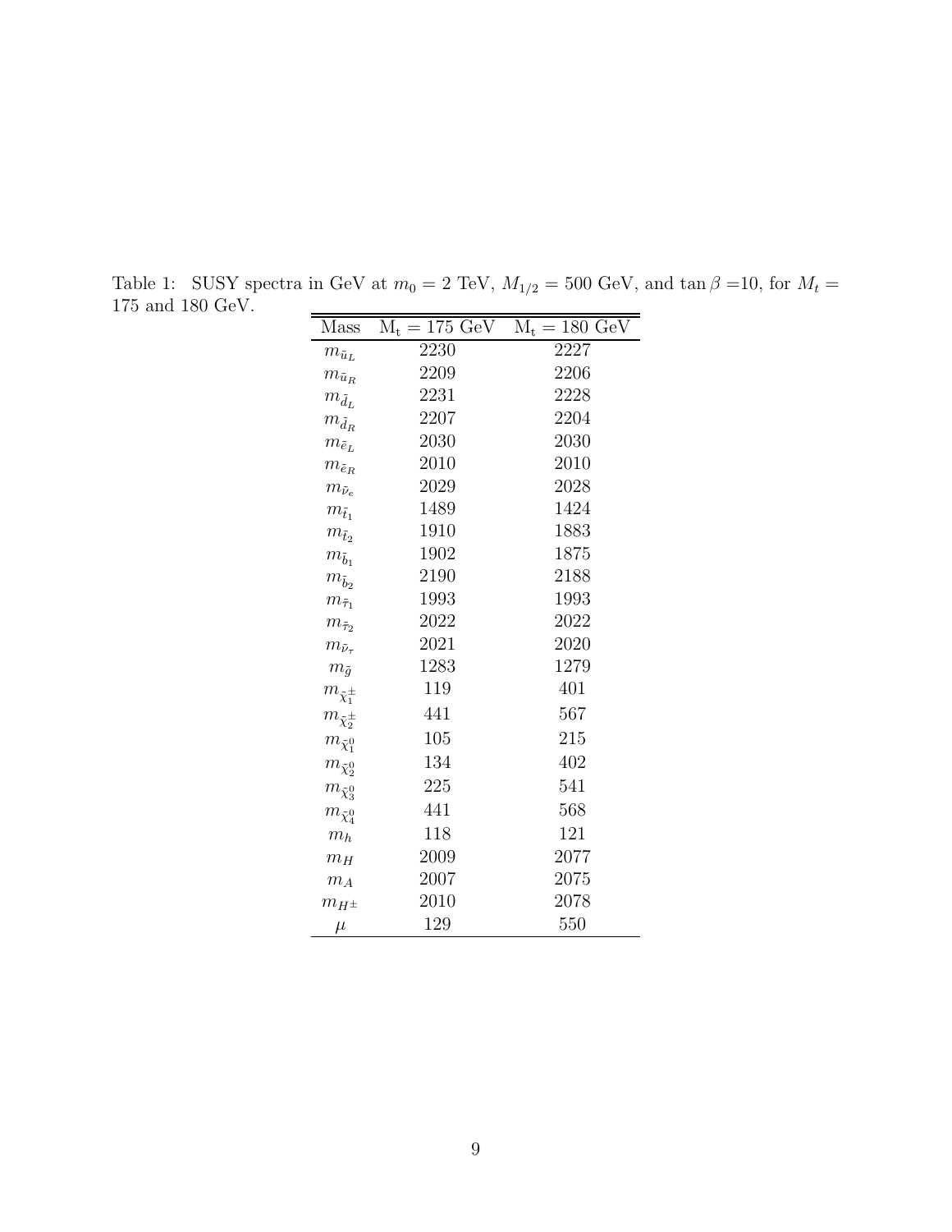Table 1: SUSY spectra in GeV at $m_0 = 2$ TeV, $M_{1/2} = 500$ GeV, and $\tan\beta = 10$, for $M_t =$ 175 and 180 GeV.

| Mass | $\mathrm{M_t} = 175$ GeV | $\mathrm{M_t} = 180$ GeV |
|---|---|---|
| $m_{\tilde{u}_L}$ | 2230 | 2227 |
| $m_{\tilde{u}_R}$ | 2209 | 2206 |
| $m_{\tilde{d}_L}$ | 2231 | 2228 |
| $m_{\tilde{d}_R}$ | 2207 | 2204 |
| $m_{\tilde{e}_L}$ | 2030 | 2030 |
| $m_{\tilde{e}_R}$ | 2010 | 2010 |
| $m_{\tilde{\nu}_e}$ | 2029 | 2028 |
| $m_{\tilde{t}_1}$ | 1489 | 1424 |
| $m_{\tilde{t}_2}$ | 1910 | 1883 |
| $m_{\tilde{b}_1}$ | 1902 | 1875 |
| $m_{\tilde{b}_2}$ | 2190 | 2188 |
| $m_{\tilde{\tau}_1}$ | 1993 | 1993 |
| $m_{\tilde{\tau}_2}$ | 2022 | 2022 |
| $m_{\tilde{\nu}_\tau}$ | 2021 | 2020 |
| $m_{\tilde{g}}$ | 1283 | 1279 |
| $m_{\tilde{\chi}_1^\pm}$ | 119 | 401 |
| $m_{\tilde{\chi}_2^\pm}$ | 441 | 567 |
| $m_{\tilde{\chi}_1^0}$ | 105 | 215 |
| $m_{\tilde{\chi}_2^0}$ | 134 | 402 |
| $m_{\tilde{\chi}_3^0}$ | 225 | 541 |
| $m_{\tilde{\chi}_4^0}$ | 441 | 568 |
| $m_h$ | 118 | 121 |
| $m_H$ | 2009 | 2077 |
| $m_A$ | 2007 | 2075 |
| $m_{H^\pm}$ | 2010 | 2078 |
| $\mu$ | 129 | 550 |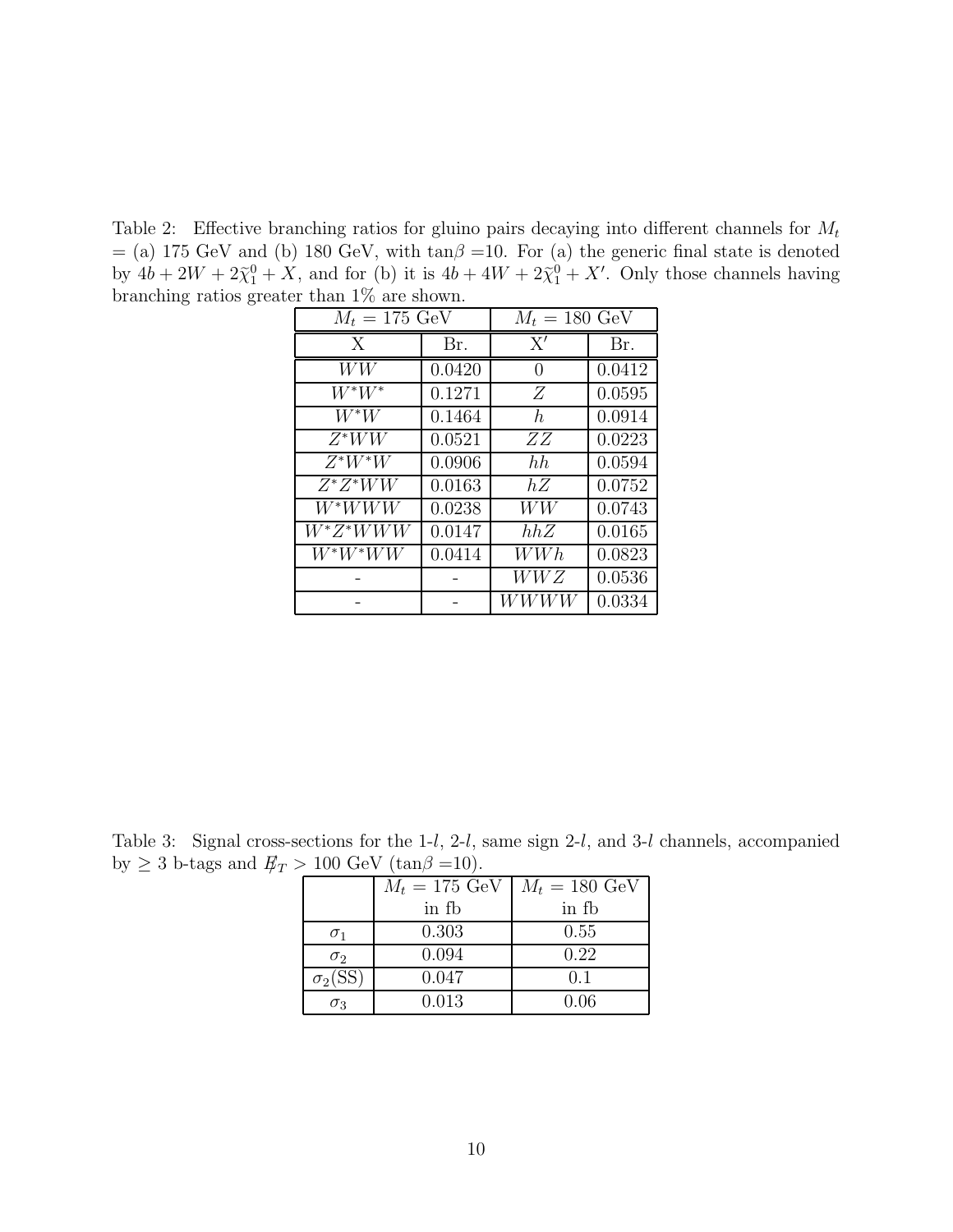Table 2: Effective branching ratios for gluino pairs decaying into different channels for $M_t$ = (a) 175 GeV and (b) 180 GeV, with tan$\beta$ =10. For (a) the generic final state is denoted by $4b + 2W + 2\widetilde{\chi}_1^0 + X$, and for (b) it is $4b + 4W + 2\widetilde{\chi}_1^0 + X'$. Only those channels having branching ratios greater than 1% are shown.

| $M_t$ = 175 GeV | | $M_t$ = 180 GeV | |
|---|---|---|---|
| X | Br. | X′ | Br. |
| $WW$ | 0.0420 | 0 | 0.0412 |
| $W^*W^*$ | 0.1271 | $Z$ | 0.0595 |
| $W^*W$ | 0.1464 | $h$ | 0.0914 |
| $Z^*WW$ | 0.0521 | $ZZ$ | 0.0223 |
| $Z^*W^*W$ | 0.0906 | $hh$ | 0.0594 |
| $Z^*Z^*WW$ | 0.0163 | $hZ$ | 0.0752 |
| $W^*WWW$ | 0.0238 | $WW$ | 0.0743 |
| $W^*Z^*WWW$ | 0.0147 | $hhZ$ | 0.0165 |
| $W^*W^*WW$ | 0.0414 | $WWh$ | 0.0823 |
| - | - | $WWZ$ | 0.0536 |
| - | - | $WWWW$ | 0.0334 |

Table 3: Signal cross-sections for the 1-$l$, 2-$l$, same sign 2-$l$, and 3-$l$ channels, accompanied by $\geq$ 3 b-tags and $\not\!\!E_T > 100$ GeV (tan$\beta$ =10).

| | $M_t$ = 175 GeV in fb | $M_t$ = 180 GeV in fb |
|---|---|---|
| $\sigma_1$ | 0.303 | 0.55 |
| $\sigma_2$ | 0.094 | 0.22 |
| $\sigma_2$(SS) | 0.047 | 0.1 |
| $\sigma_3$ | 0.013 | 0.06 |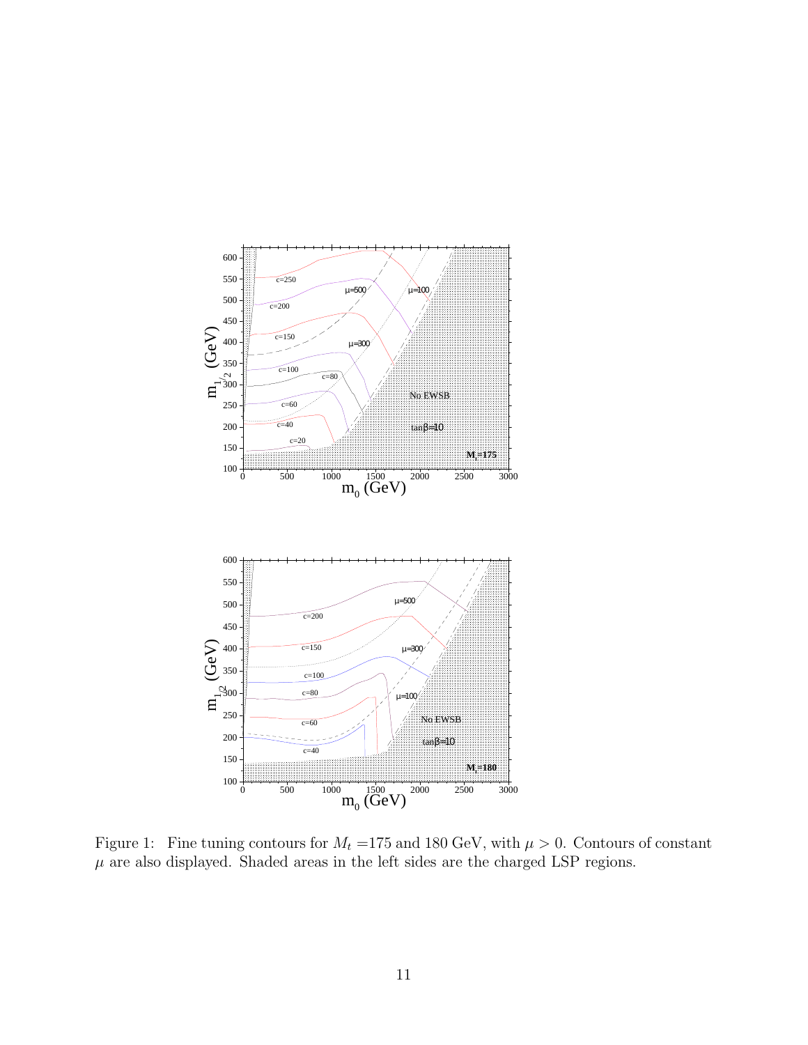Figure 1: Fine tuning contours for $M_t$ =175 and 180 GeV, with $\mu > 0$. Contours of constant $\mu$ are also displayed. Shaded areas in the left sides are the charged LSP regions.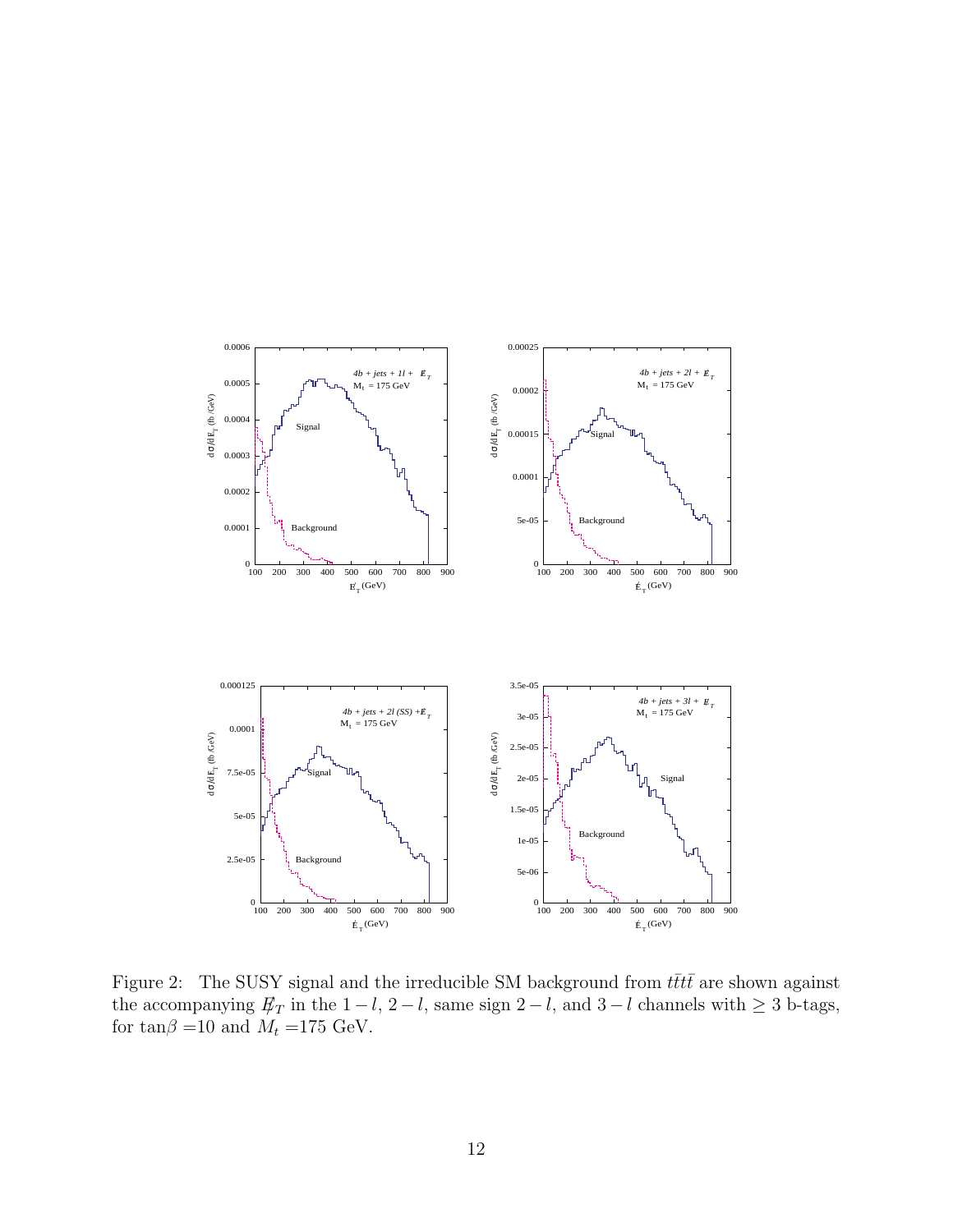Figure 2: The SUSY signal and the irreducible SM background from $t\bar{t}t\bar{t}$ are shown against the accompanying $\not{E}_T$ in the $1-l$, $2-l$, same sign $2-l$, and $3-l$ channels with $\geq 3$ b-tags, for $\tan\beta$ =10 and $M_t$ =175 GeV.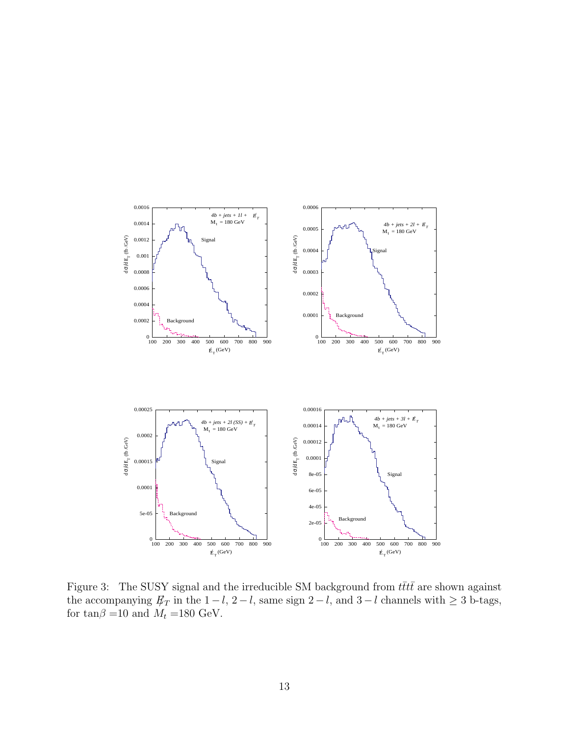$d\sigma/d\not{E}_T$ (fb /GeV)

$4b + jets + 1l + \not{E}_T$

$M_t = 180$ GeV

Signal

Background

$\not{E}_T$ (GeV)

$d\sigma/d\not{E}_T$ (fb /GeV)

$4b + jets + 2l + \not{E}_T$

$M_t = 180$ GeV

Signal

Background

$\not{E}_T$ (GeV)

$d\sigma/d\not{E}_T$ (fb .GeV)

$4b + jets + 2l\ (SS) + \not{E}_T$

$M_t = 180$ GeV

Signal

Background

$\not{E}_T$ (GeV)

$d\sigma/d\not{E}_T$ (fb .GeV)

$4b + jets + 3l + \not{E}_T$

$M_t = 180$ GeV

Signal

Background

$\not{E}_T$ (GeV)

Figure 3: The SUSY signal and the irreducible SM background from $t\bar{t}t\bar{t}$ are shown against the accompanying $\not{E}_T$ in the $1-l$, $2-l$, same sign $2-l$, and $3-l$ channels with $\geq 3$ b-tags, for tan$\beta$ =10 and $M_t$ =180 GeV.